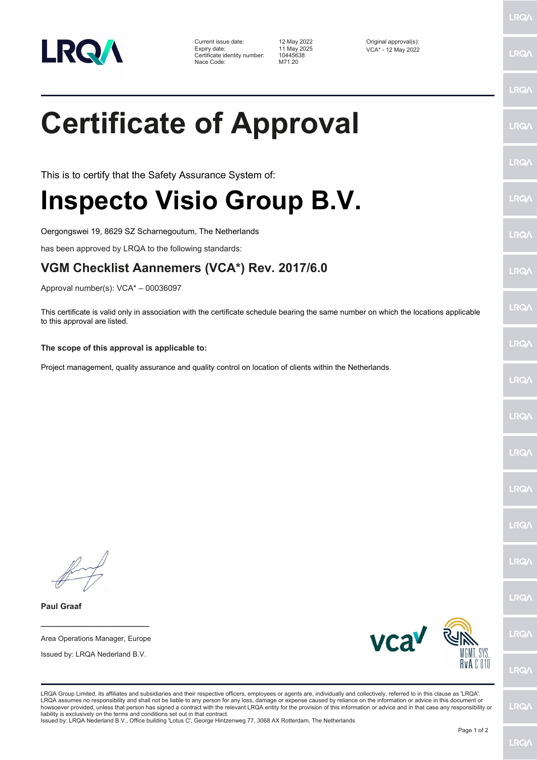| | | |
|---|---|---|
| Current issue date: | 12 May 2022 | Original approval(s): |
| Expiry date: | 11 May 2025 | VCA* - 12 May 2022 |
| Certificate identity number: | 10445638 | |
| Nace Code: | M71.20 | |

# Certificate of Approval

This is to certify that the Safety Assurance System of:

# Inspecto Visio Group B.V.

Oergongswei 19, 8629 SZ Scharnegoutum, The Netherlands

has been approved by LRQA to the following standards:

## VGM Checklist Aannemers (VCA*) Rev. 2017/6.0

Approval number(s): VCA* – 00036097

This certificate is valid only in association with the certificate schedule bearing the same number on which the locations applicable to this approval are listed.

**The scope of this approval is applicable to:**

Project management, quality assurance and quality control on location of clients within the Netherlands.

**Paul Graaf**

Area Operations Manager, Europe

Issued by: LRQA Nederland B.V.

MGMT. SYS. RvA C 010

LRQA Group Limited, its affiliates and subsidiaries and their respective officers, employees or agents are, individually and collectively, referred to in this clause as 'LRQA'. LRQA assumes no responsibility and shall not be liable to any person for any loss, damage or expense caused by reliance on the information or advice in this document or howsoever provided, unless that person has signed a contract with the relevant LRQA entity for the provision of this information or advice and in that case any responsibility or liability is exclusively on the terms and conditions set out in that contract.
Issued by: LRQA Nederland B.V., Office building 'Lotus C', George Hintzenweg 77, 3068 AX Rotterdam, The Netherlands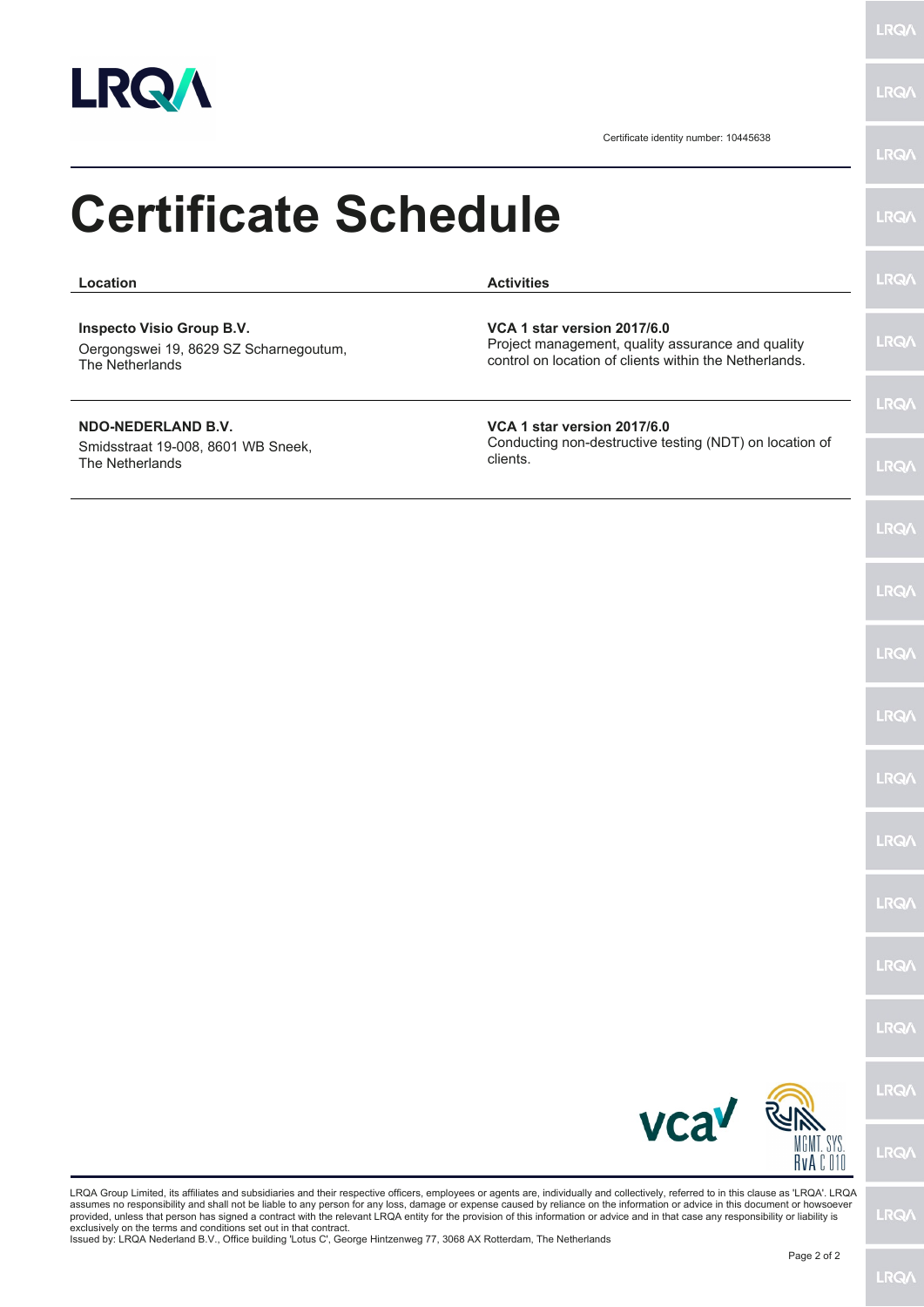Certificate identity number: 10445638

# Certificate Schedule

| Location | Activities |
| --- | --- |
| **Inspecto Visio Group B.V.**<br>Oergongswei 19, 8629 SZ Scharnegoutum, The Netherlands | **VCA 1 star version 2017/6.0**<br>Project management, quality assurance and quality control on location of clients within the Netherlands. |
| **NDO-NEDERLAND B.V.**<br>Smidsstraat 19-008, 8601 WB Sneek, The Netherlands | **VCA 1 star version 2017/6.0**<br>Conducting non-destructive testing (NDT) on location of clients. |

LRQA Group Limited, its affiliates and subsidiaries and their respective officers, employees or agents are, individually and collectively, referred to in this clause as 'LRQA'. LRQA assumes no responsibility and shall not be liable to any person for any loss, damage or expense caused by reliance on the information or advice in this document or howsoever provided, unless that person has signed a contract with the relevant LRQA entity for the provision of this information or advice and in that case any responsibility or liability is exclusively on the terms and conditions set out in that contract.
Issued by: LRQA Nederland B.V., Office building 'Lotus C', George Hintzenweg 77, 3068 AX Rotterdam, The Netherlands